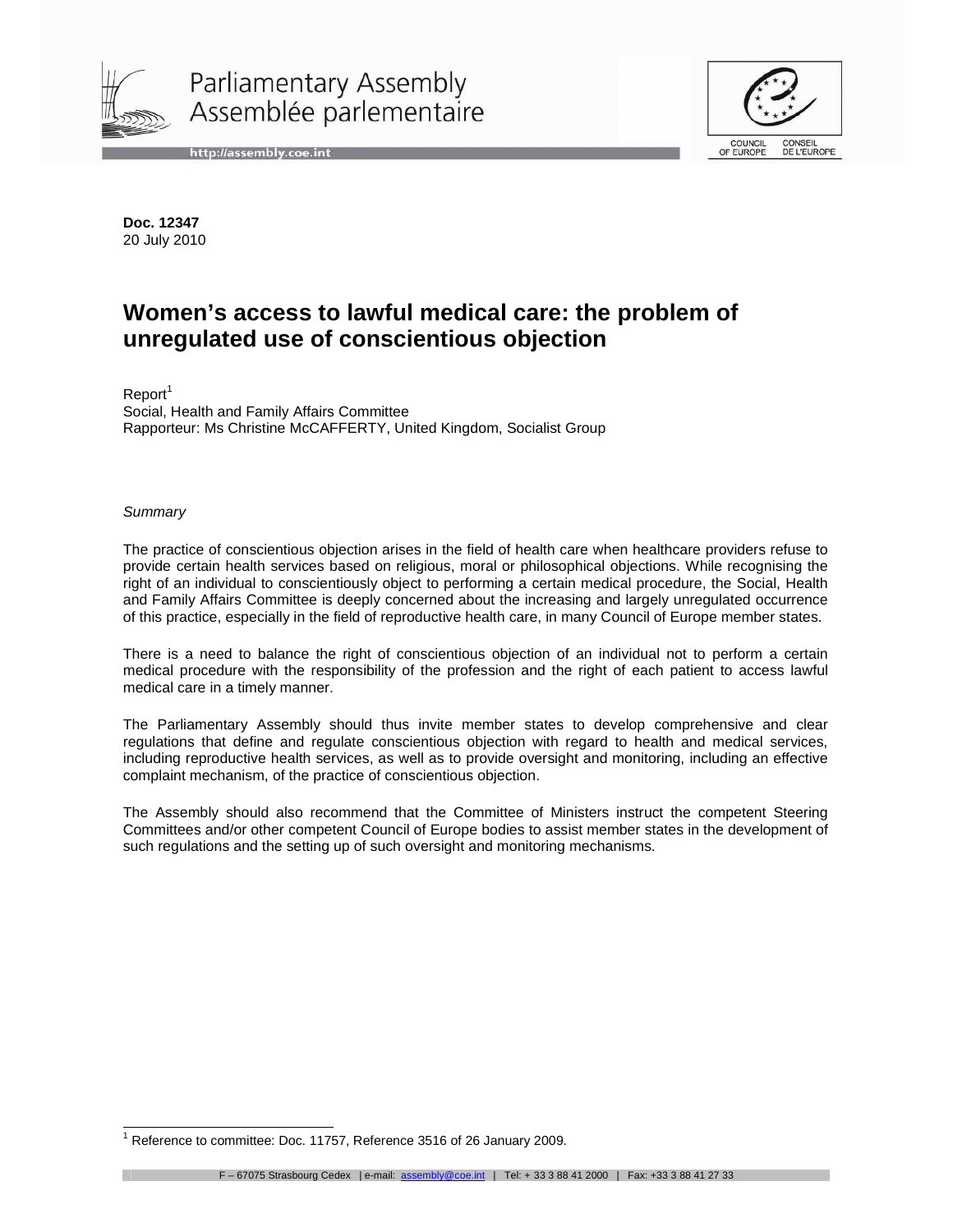Parliamentary Assembly
Assemblée parlementaire

http://assembly.coe.int

COUNCIL OF EUROPE CONSEIL DE L'EUROPE

**Doc. 12347**
20 July 2010

# Women's access to lawful medical care: the problem of unregulated use of conscientious objection

Report[1]
Social, Health and Family Affairs Committee
Rapporteur: Ms Christine McCAFFERTY, United Kingdom, Socialist Group

*Summary*

The practice of conscientious objection arises in the field of health care when healthcare providers refuse to provide certain health services based on religious, moral or philosophical objections. While recognising the right of an individual to conscientiously object to performing a certain medical procedure, the Social, Health and Family Affairs Committee is deeply concerned about the increasing and largely unregulated occurrence of this practice, especially in the field of reproductive health care, in many Council of Europe member states.

There is a need to balance the right of conscientious objection of an individual not to perform a certain medical procedure with the responsibility of the profession and the right of each patient to access lawful medical care in a timely manner.

The Parliamentary Assembly should thus invite member states to develop comprehensive and clear regulations that define and regulate conscientious objection with regard to health and medical services, including reproductive health services, as well as to provide oversight and monitoring, including an effective complaint mechanism, of the practice of conscientious objection.

The Assembly should also recommend that the Committee of Ministers instruct the competent Steering Committees and/or other competent Council of Europe bodies to assist member states in the development of such regulations and the setting up of such oversight and monitoring mechanisms.

[1] Reference to committee: Doc. 11757, Reference 3516 of 26 January 2009.

F – 67075 Strasbourg Cedex | e-mail: assembly@coe.int | Tel: + 33 3 88 41 2000 | Fax: +33 3 88 41 27 33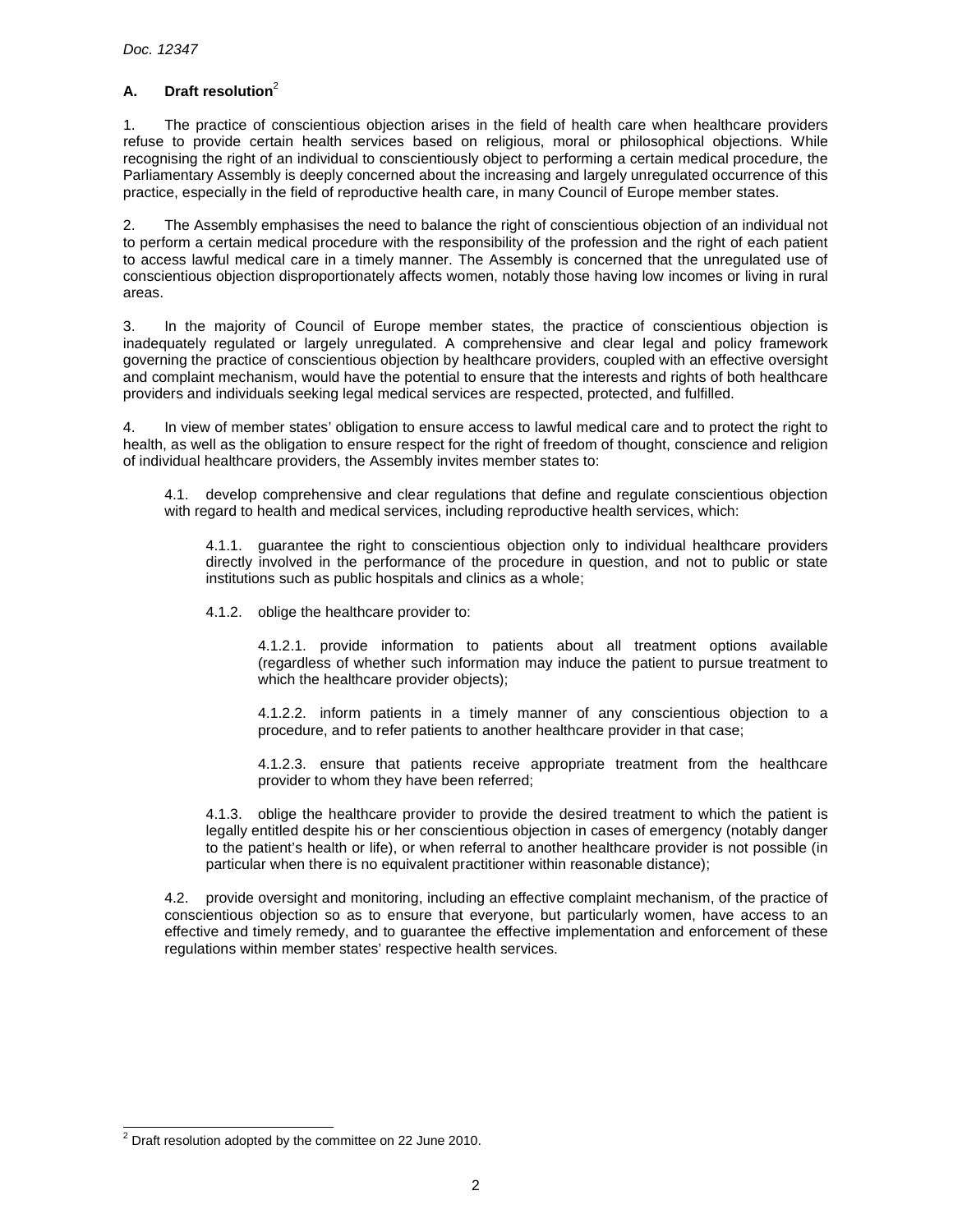## A. Draft resolution[2]

1. The practice of conscientious objection arises in the field of health care when healthcare providers refuse to provide certain health services based on religious, moral or philosophical objections. While recognising the right of an individual to conscientiously object to performing a certain medical procedure, the Parliamentary Assembly is deeply concerned about the increasing and largely unregulated occurrence of this practice, especially in the field of reproductive health care, in many Council of Europe member states.

2. The Assembly emphasises the need to balance the right of conscientious objection of an individual not to perform a certain medical procedure with the responsibility of the profession and the right of each patient to access lawful medical care in a timely manner. The Assembly is concerned that the unregulated use of conscientious objection disproportionately affects women, notably those having low incomes or living in rural areas.

3. In the majority of Council of Europe member states, the practice of conscientious objection is inadequately regulated or largely unregulated. A comprehensive and clear legal and policy framework governing the practice of conscientious objection by healthcare providers, coupled with an effective oversight and complaint mechanism, would have the potential to ensure that the interests and rights of both healthcare providers and individuals seeking legal medical services are respected, protected, and fulfilled.

4. In view of member states' obligation to ensure access to lawful medical care and to protect the right to health, as well as the obligation to ensure respect for the right of freedom of thought, conscience and religion of individual healthcare providers, the Assembly invites member states to:

4.1. develop comprehensive and clear regulations that define and regulate conscientious objection with regard to health and medical services, including reproductive health services, which:

4.1.1. guarantee the right to conscientious objection only to individual healthcare providers directly involved in the performance of the procedure in question, and not to public or state institutions such as public hospitals and clinics as a whole;

4.1.2. oblige the healthcare provider to:

4.1.2.1. provide information to patients about all treatment options available (regardless of whether such information may induce the patient to pursue treatment to which the healthcare provider objects);

4.1.2.2. inform patients in a timely manner of any conscientious objection to a procedure, and to refer patients to another healthcare provider in that case;

4.1.2.3. ensure that patients receive appropriate treatment from the healthcare provider to whom they have been referred;

4.1.3. oblige the healthcare provider to provide the desired treatment to which the patient is legally entitled despite his or her conscientious objection in cases of emergency (notably danger to the patient's health or life), or when referral to another healthcare provider is not possible (in particular when there is no equivalent practitioner within reasonable distance);

4.2. provide oversight and monitoring, including an effective complaint mechanism, of the practice of conscientious objection so as to ensure that everyone, but particularly women, have access to an effective and timely remedy, and to guarantee the effective implementation and enforcement of these regulations within member states' respective health services.

---

[2] Draft resolution adopted by the committee on 22 June 2010.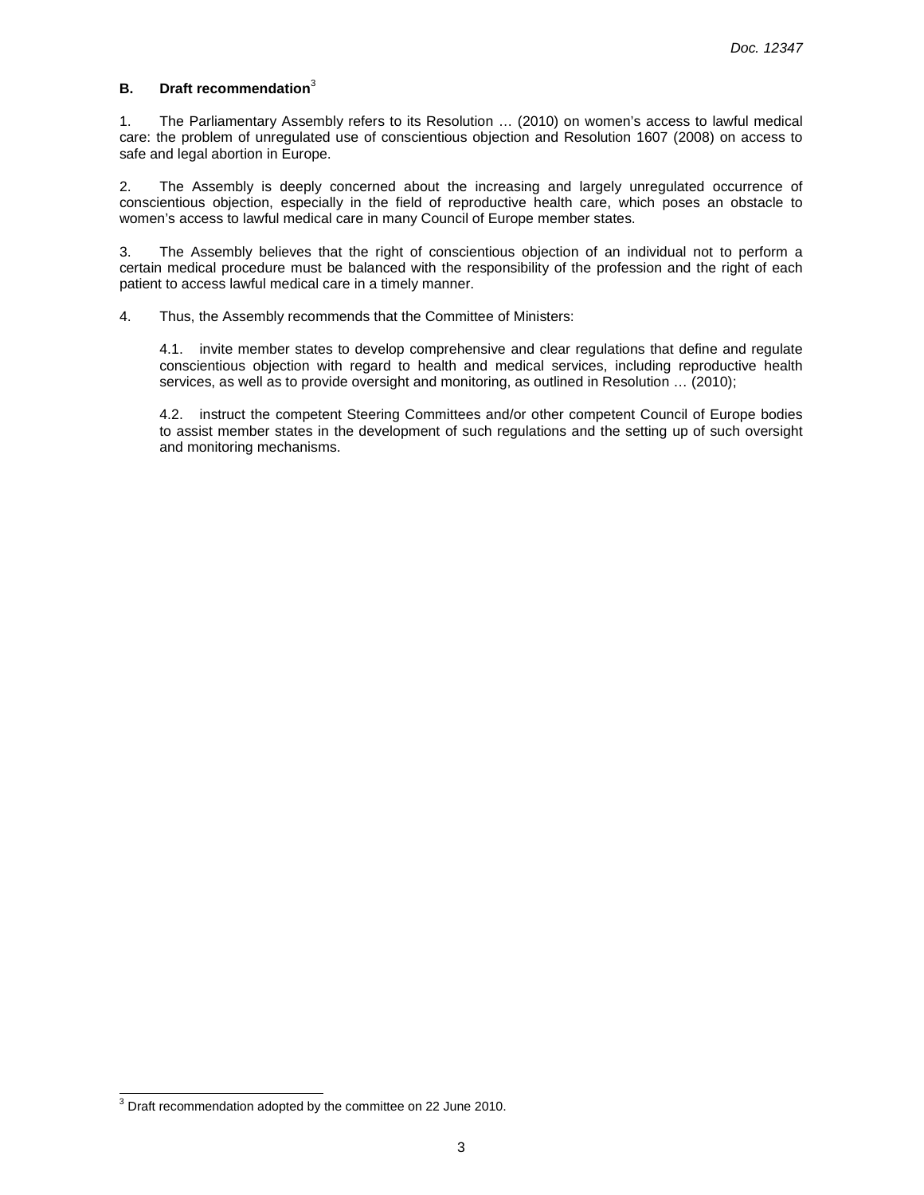## B. Draft recommendation[3]

1. The Parliamentary Assembly refers to its Resolution … (2010) on women's access to lawful medical care: the problem of unregulated use of conscientious objection and Resolution 1607 (2008) on access to safe and legal abortion in Europe.

2. The Assembly is deeply concerned about the increasing and largely unregulated occurrence of conscientious objection, especially in the field of reproductive health care, which poses an obstacle to women's access to lawful medical care in many Council of Europe member states.

3. The Assembly believes that the right of conscientious objection of an individual not to perform a certain medical procedure must be balanced with the responsibility of the profession and the right of each patient to access lawful medical care in a timely manner.

4. Thus, the Assembly recommends that the Committee of Ministers:

   4.1. invite member states to develop comprehensive and clear regulations that define and regulate conscientious objection with regard to health and medical services, including reproductive health services, as well as to provide oversight and monitoring, as outlined in Resolution … (2010);

   4.2. instruct the competent Steering Committees and/or other competent Council of Europe bodies to assist member states in the development of such regulations and the setting up of such oversight and monitoring mechanisms.

---

[3] Draft recommendation adopted by the committee on 22 June 2010.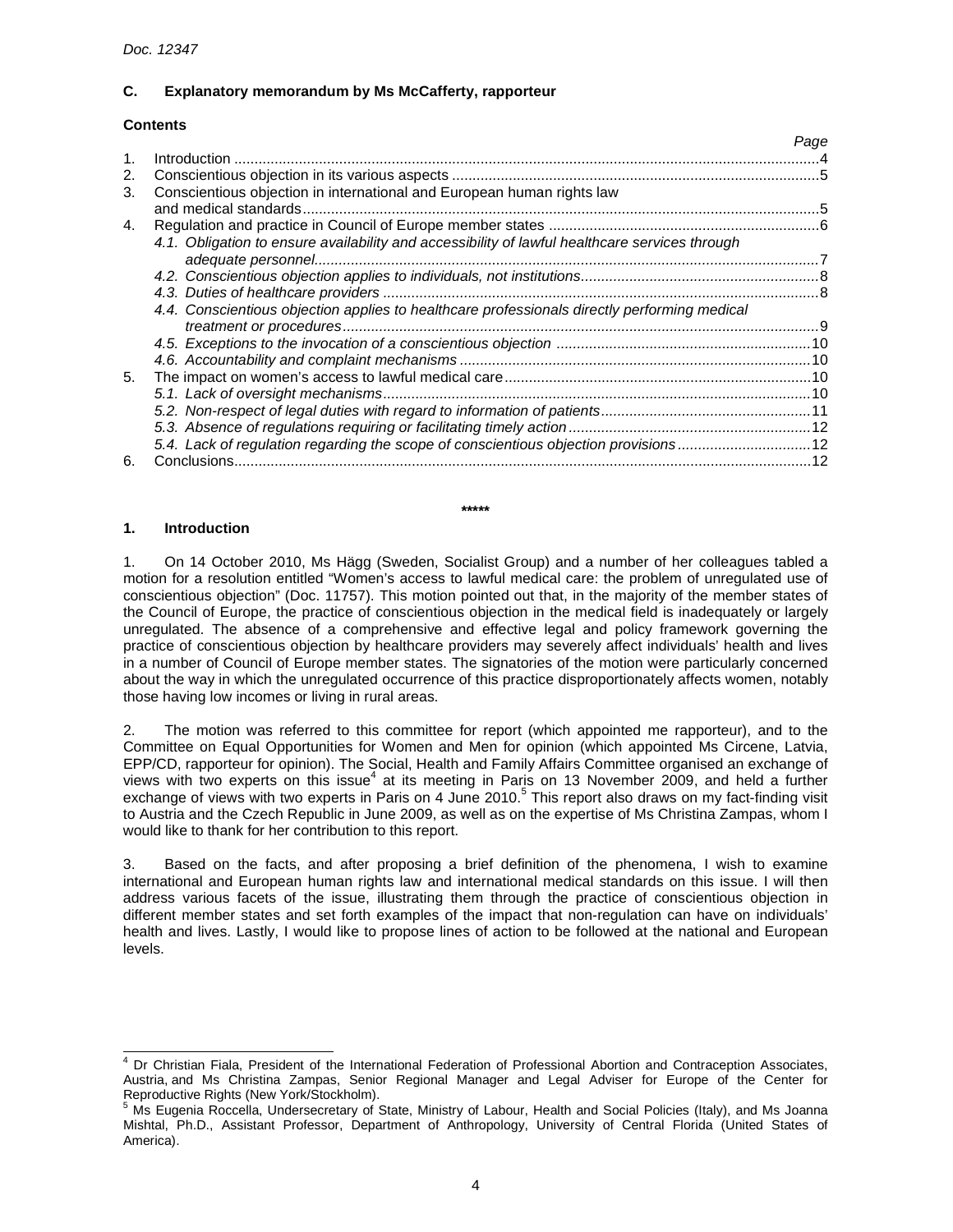## C. Explanatory memorandum by Ms McCafferty, rapporteur

### Contents

| | | Page |
|---|---|---|
| 1. | Introduction | 4 |
| 2. | Conscientious objection in its various aspects | 5 |
| 3. | Conscientious objection in international and European human rights law and medical standards | 5 |
| 4. | Regulation and practice in Council of Europe member states | 6 |
| | *4.1. Obligation to ensure availability and accessibility of lawful healthcare services through adequate personnel* | 7 |
| | *4.2. Conscientious objection applies to individuals, not institutions* | 8 |
| | *4.3. Duties of healthcare providers* | 8 |
| | *4.4. Conscientious objection applies to healthcare professionals directly performing medical treatment or procedures* | 9 |
| | *4.5. Exceptions to the invocation of a conscientious objection* | 10 |
| | *4.6. Accountability and complaint mechanisms* | 10 |
| 5. | The impact on women's access to lawful medical care | 10 |
| | *5.1. Lack of oversight mechanisms* | 10 |
| | *5.2. Non-respect of legal duties with regard to information of patients* | 11 |
| | *5.3. Absence of regulations requiring or facilitating timely action* | 12 |
| | *5.4. Lack of regulation regarding the scope of conscientious objection provisions* | 12 |
| 6. | Conclusions | 12 |

\*\*\*\*\*

### 1. Introduction

1. On 14 October 2010, Ms Hägg (Sweden, Socialist Group) and a number of her colleagues tabled a motion for a resolution entitled "Women's access to lawful medical care: the problem of unregulated use of conscientious objection" (Doc. 11757). This motion pointed out that, in the majority of the member states of the Council of Europe, the practice of conscientious objection in the medical field is inadequately or largely unregulated. The absence of a comprehensive and effective legal and policy framework governing the practice of conscientious objection by healthcare providers may severely affect individuals' health and lives in a number of Council of Europe member states. The signatories of the motion were particularly concerned about the way in which the unregulated occurrence of this practice disproportionately affects women, notably those having low incomes or living in rural areas.

2. The motion was referred to this committee for report (which appointed me rapporteur), and to the Committee on Equal Opportunities for Women and Men for opinion (which appointed Ms Circene, Latvia, EPP/CD, rapporteur for opinion). The Social, Health and Family Affairs Committee organised an exchange of views with two experts on this issue[4] at its meeting in Paris on 13 November 2009, and held a further exchange of views with two experts in Paris on 4 June 2010.[5] This report also draws on my fact-finding visit to Austria and the Czech Republic in June 2009, as well as on the expertise of Ms Christina Zampas, whom I would like to thank for her contribution to this report.

3. Based on the facts, and after proposing a brief definition of the phenomena, I wish to examine international and European human rights law and international medical standards on this issue. I will then address various facets of the issue, illustrating them through the practice of conscientious objection in different member states and set forth examples of the impact that non-regulation can have on individuals' health and lives. Lastly, I would like to propose lines of action to be followed at the national and European levels.

---

[4] Dr Christian Fiala, President of the International Federation of Professional Abortion and Contraception Associates, Austria, and Ms Christina Zampas, Senior Regional Manager and Legal Adviser for Europe of the Center for Reproductive Rights (New York/Stockholm).

[5] Ms Eugenia Roccella, Undersecretary of State, Ministry of Labour, Health and Social Policies (Italy), and Ms Joanna Mishtal, Ph.D., Assistant Professor, Department of Anthropology, University of Central Florida (United States of America).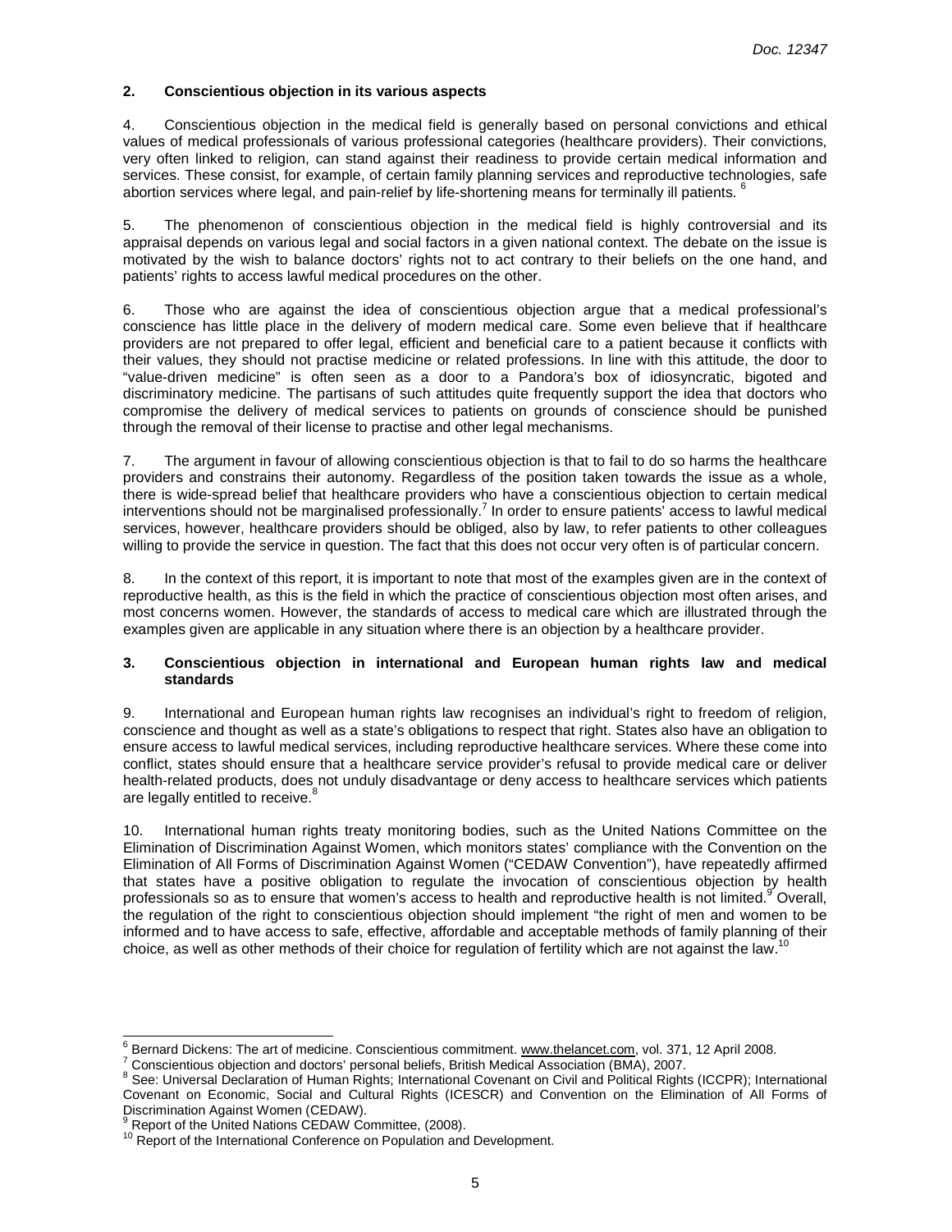## 2. Conscientious objection in its various aspects

4. Conscientious objection in the medical field is generally based on personal convictions and ethical values of medical professionals of various professional categories (healthcare providers). Their convictions, very often linked to religion, can stand against their readiness to provide certain medical information and services. These consist, for example, of certain family planning services and reproductive technologies, safe abortion services where legal, and pain-relief by life-shortening means for terminally ill patients. [6]

5. The phenomenon of conscientious objection in the medical field is highly controversial and its appraisal depends on various legal and social factors in a given national context. The debate on the issue is motivated by the wish to balance doctors' rights not to act contrary to their beliefs on the one hand, and patients' rights to access lawful medical procedures on the other.

6. Those who are against the idea of conscientious objection argue that a medical professional's conscience has little place in the delivery of modern medical care. Some even believe that if healthcare providers are not prepared to offer legal, efficient and beneficial care to a patient because it conflicts with their values, they should not practise medicine or related professions. In line with this attitude, the door to "value-driven medicine" is often seen as a door to a Pandora's box of idiosyncratic, bigoted and discriminatory medicine. The partisans of such attitudes quite frequently support the idea that doctors who compromise the delivery of medical services to patients on grounds of conscience should be punished through the removal of their license to practise and other legal mechanisms.

7. The argument in favour of allowing conscientious objection is that to fail to do so harms the healthcare providers and constrains their autonomy. Regardless of the position taken towards the issue as a whole, there is wide-spread belief that healthcare providers who have a conscientious objection to certain medical interventions should not be marginalised professionally.[7] In order to ensure patients' access to lawful medical services, however, healthcare providers should be obliged, also by law, to refer patients to other colleagues willing to provide the service in question. The fact that this does not occur very often is of particular concern.

8. In the context of this report, it is important to note that most of the examples given are in the context of reproductive health, as this is the field in which the practice of conscientious objection most often arises, and most concerns women. However, the standards of access to medical care which are illustrated through the examples given are applicable in any situation where there is an objection by a healthcare provider.

## 3. Conscientious objection in international and European human rights law and medical standards

9. International and European human rights law recognises an individual's right to freedom of religion, conscience and thought as well as a state's obligations to respect that right. States also have an obligation to ensure access to lawful medical services, including reproductive healthcare services. Where these come into conflict, states should ensure that a healthcare service provider's refusal to provide medical care or deliver health-related products, does not unduly disadvantage or deny access to healthcare services which patients are legally entitled to receive.[8]

10. International human rights treaty monitoring bodies, such as the United Nations Committee on the Elimination of Discrimination Against Women, which monitors states' compliance with the Convention on the Elimination of All Forms of Discrimination Against Women ("CEDAW Convention"), have repeatedly affirmed that states have a positive obligation to regulate the invocation of conscientious objection by health professionals so as to ensure that women's access to health and reproductive health is not limited.[9] Overall, the regulation of the right to conscientious objection should implement "the right of men and women to be informed and to have access to safe, effective, affordable and acceptable methods of family planning of their choice, as well as other methods of their choice for regulation of fertility which are not against the law.[10]

---

[6] Bernard Dickens: The art of medicine. Conscientious commitment. www.thelancet.com, vol. 371, 12 April 2008.

[7] Conscientious objection and doctors' personal beliefs, British Medical Association (BMA), 2007.

[8] See: Universal Declaration of Human Rights; International Covenant on Civil and Political Rights (ICCPR); International Covenant on Economic, Social and Cultural Rights (ICESCR) and Convention on the Elimination of All Forms of Discrimination Against Women (CEDAW).

[9] Report of the United Nations CEDAW Committee, (2008).

[10] Report of the International Conference on Population and Development.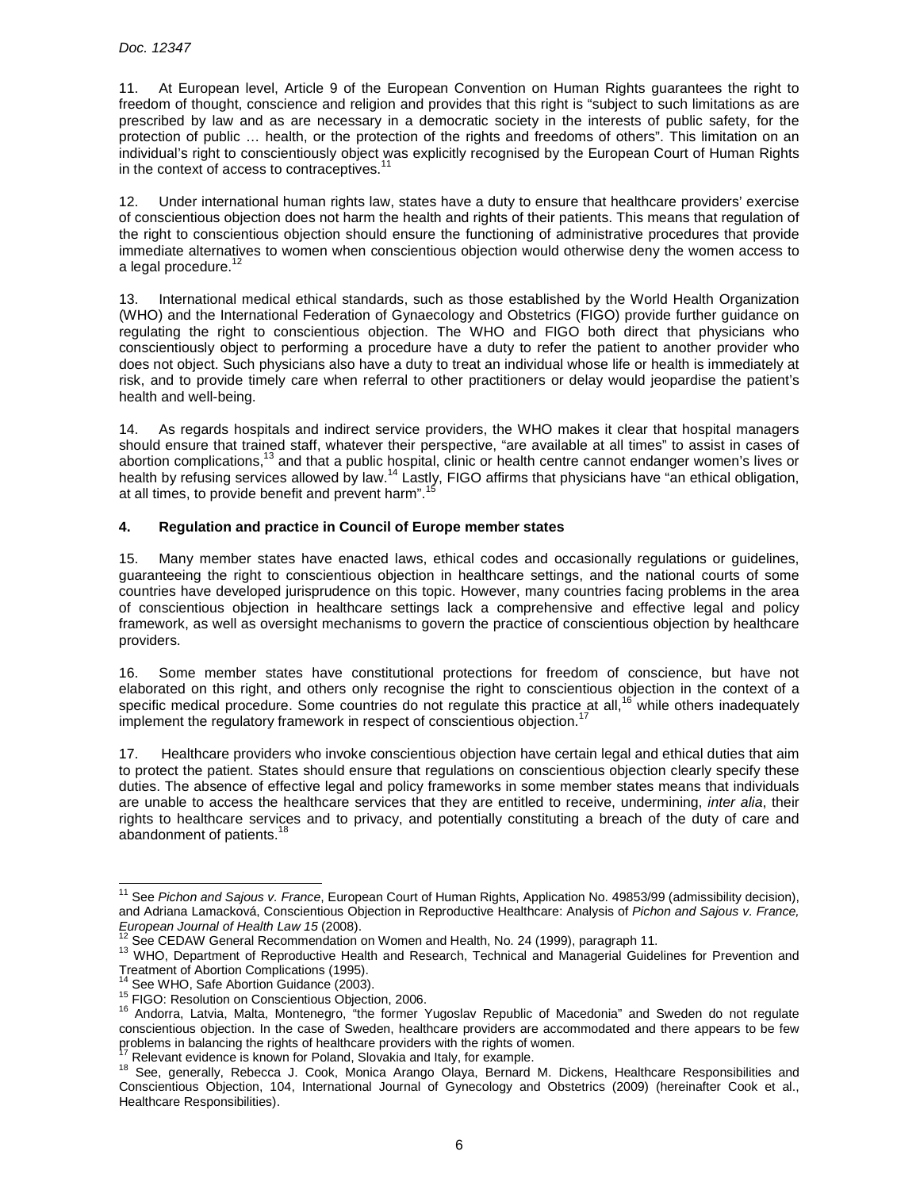11. At European level, Article 9 of the European Convention on Human Rights guarantees the right to freedom of thought, conscience and religion and provides that this right is "subject to such limitations as are prescribed by law and as are necessary in a democratic society in the interests of public safety, for the protection of public … health, or the protection of the rights and freedoms of others". This limitation on an individual's right to conscientiously object was explicitly recognised by the European Court of Human Rights in the context of access to contraceptives.[11]

12. Under international human rights law, states have a duty to ensure that healthcare providers' exercise of conscientious objection does not harm the health and rights of their patients. This means that regulation of the right to conscientious objection should ensure the functioning of administrative procedures that provide immediate alternatives to women when conscientious objection would otherwise deny the women access to a legal procedure.[12]

13. International medical ethical standards, such as those established by the World Health Organization (WHO) and the International Federation of Gynaecology and Obstetrics (FIGO) provide further guidance on regulating the right to conscientious objection. The WHO and FIGO both direct that physicians who conscientiously object to performing a procedure have a duty to refer the patient to another provider who does not object. Such physicians also have a duty to treat an individual whose life or health is immediately at risk, and to provide timely care when referral to other practitioners or delay would jeopardise the patient's health and well-being.

14. As regards hospitals and indirect service providers, the WHO makes it clear that hospital managers should ensure that trained staff, whatever their perspective, "are available at all times" to assist in cases of abortion complications,[13] and that a public hospital, clinic or health centre cannot endanger women's lives or health by refusing services allowed by law.[14] Lastly, FIGO affirms that physicians have "an ethical obligation, at all times, to provide benefit and prevent harm".[15]

### 4. Regulation and practice in Council of Europe member states

15. Many member states have enacted laws, ethical codes and occasionally regulations or guidelines, guaranteeing the right to conscientious objection in healthcare settings, and the national courts of some countries have developed jurisprudence on this topic. However, many countries facing problems in the area of conscientious objection in healthcare settings lack a comprehensive and effective legal and policy framework, as well as oversight mechanisms to govern the practice of conscientious objection by healthcare providers.

16. Some member states have constitutional protections for freedom of conscience, but have not elaborated on this right, and others only recognise the right to conscientious objection in the context of a specific medical procedure. Some countries do not regulate this practice at all,[16] while others inadequately implement the regulatory framework in respect of conscientious objection.[17]

17. Healthcare providers who invoke conscientious objection have certain legal and ethical duties that aim to protect the patient. States should ensure that regulations on conscientious objection clearly specify these duties. The absence of effective legal and policy frameworks in some member states means that individuals are unable to access the healthcare services that they are entitled to receive, undermining, *inter alia*, their rights to healthcare services and to privacy, and potentially constituting a breach of the duty of care and abandonment of patients.[18]

---

[11] See *Pichon and Sajous v. France*, European Court of Human Rights, Application No. 49853/99 (admissibility decision), and Adriana Lamacková, Conscientious Objection in Reproductive Healthcare: Analysis of *Pichon and Sajous v. France, European Journal of Health Law 15* (2008).

[12] See CEDAW General Recommendation on Women and Health, No. 24 (1999), paragraph 11.

[13] WHO, Department of Reproductive Health and Research, Technical and Managerial Guidelines for Prevention and Treatment of Abortion Complications (1995).

[14] See WHO, Safe Abortion Guidance (2003).

[15] FIGO: Resolution on Conscientious Objection, 2006.

[16] Andorra, Latvia, Malta, Montenegro, "the former Yugoslav Republic of Macedonia" and Sweden do not regulate conscientious objection. In the case of Sweden, healthcare providers are accommodated and there appears to be few problems in balancing the rights of healthcare providers with the rights of women.

[17] Relevant evidence is known for Poland, Slovakia and Italy, for example.

[18] See, generally, Rebecca J. Cook, Monica Arango Olaya, Bernard M. Dickens, Healthcare Responsibilities and Conscientious Objection, 104, International Journal of Gynecology and Obstetrics (2009) (hereinafter Cook et al., Healthcare Responsibilities).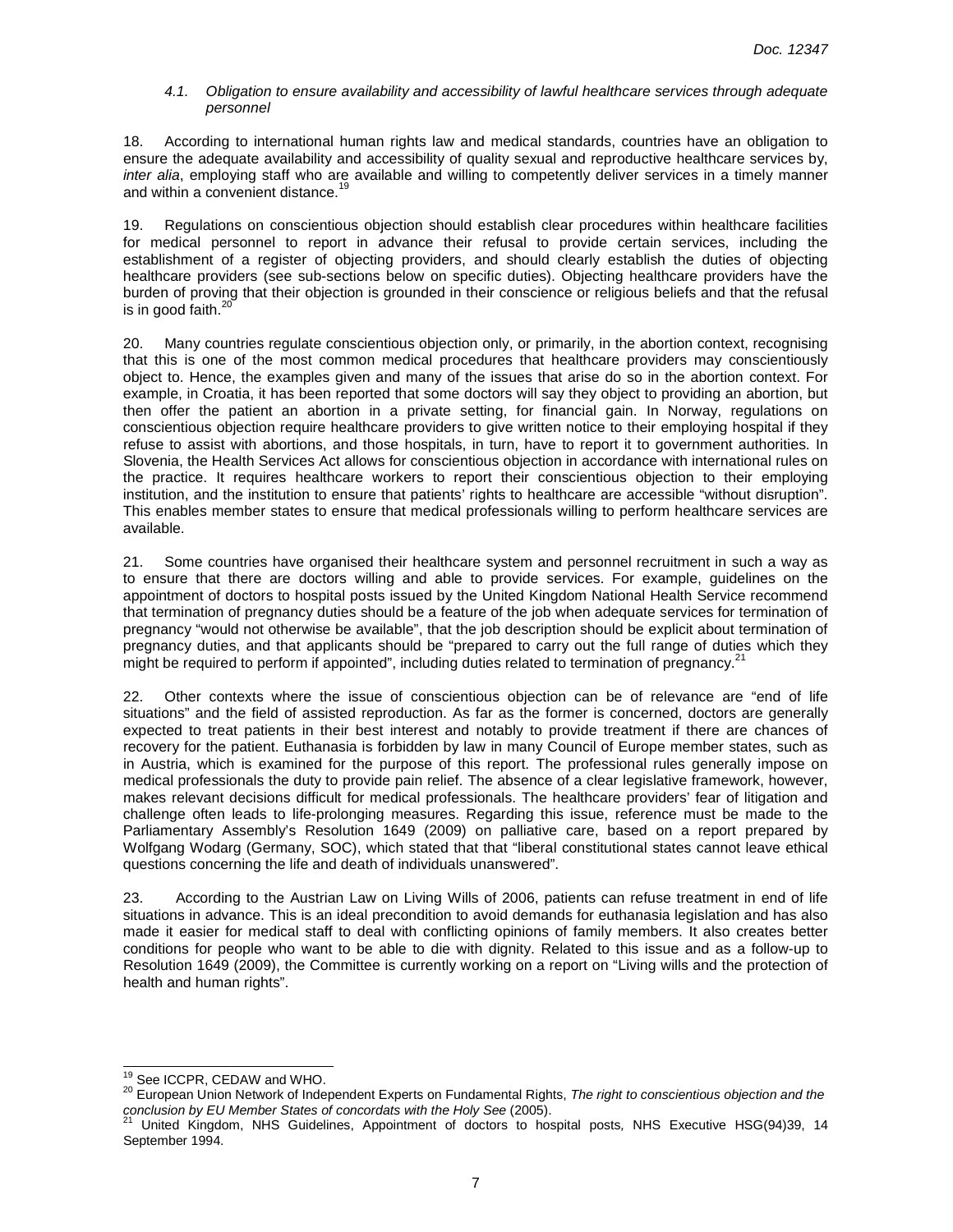*4.1. Obligation to ensure availability and accessibility of lawful healthcare services through adequate personnel*

18. According to international human rights law and medical standards, countries have an obligation to ensure the adequate availability and accessibility of quality sexual and reproductive healthcare services by, *inter alia*, employing staff who are available and willing to competently deliver services in a timely manner and within a convenient distance.[19]

19. Regulations on conscientious objection should establish clear procedures within healthcare facilities for medical personnel to report in advance their refusal to provide certain services, including the establishment of a register of objecting providers, and should clearly establish the duties of objecting healthcare providers (see sub-sections below on specific duties). Objecting healthcare providers have the burden of proving that their objection is grounded in their conscience or religious beliefs and that the refusal is in good faith.[20]

20. Many countries regulate conscientious objection only, or primarily, in the abortion context, recognising that this is one of the most common medical procedures that healthcare providers may conscientiously object to. Hence, the examples given and many of the issues that arise do so in the abortion context. For example, in Croatia, it has been reported that some doctors will say they object to providing an abortion, but then offer the patient an abortion in a private setting, for financial gain. In Norway, regulations on conscientious objection require healthcare providers to give written notice to their employing hospital if they refuse to assist with abortions, and those hospitals, in turn, have to report it to government authorities. In Slovenia, the Health Services Act allows for conscientious objection in accordance with international rules on the practice. It requires healthcare workers to report their conscientious objection to their employing institution, and the institution to ensure that patients' rights to healthcare are accessible "without disruption". This enables member states to ensure that medical professionals willing to perform healthcare services are available.

21. Some countries have organised their healthcare system and personnel recruitment in such a way as to ensure that there are doctors willing and able to provide services. For example, guidelines on the appointment of doctors to hospital posts issued by the United Kingdom National Health Service recommend that termination of pregnancy duties should be a feature of the job when adequate services for termination of pregnancy "would not otherwise be available", that the job description should be explicit about termination of pregnancy duties, and that applicants should be "prepared to carry out the full range of duties which they might be required to perform if appointed", including duties related to termination of pregnancy.[21]

22. Other contexts where the issue of conscientious objection can be of relevance are "end of life situations" and the field of assisted reproduction. As far as the former is concerned, doctors are generally expected to treat patients in their best interest and notably to provide treatment if there are chances of recovery for the patient. Euthanasia is forbidden by law in many Council of Europe member states, such as in Austria, which is examined for the purpose of this report. The professional rules generally impose on medical professionals the duty to provide pain relief. The absence of a clear legislative framework, however, makes relevant decisions difficult for medical professionals. The healthcare providers' fear of litigation and challenge often leads to life-prolonging measures. Regarding this issue, reference must be made to the Parliamentary Assembly's Resolution 1649 (2009) on palliative care, based on a report prepared by Wolfgang Wodarg (Germany, SOC), which stated that that "liberal constitutional states cannot leave ethical questions concerning the life and death of individuals unanswered".

23. According to the Austrian Law on Living Wills of 2006, patients can refuse treatment in end of life situations in advance. This is an ideal precondition to avoid demands for euthanasia legislation and has also made it easier for medical staff to deal with conflicting opinions of family members. It also creates better conditions for people who want to be able to die with dignity. Related to this issue and as a follow-up to Resolution 1649 (2009), the Committee is currently working on a report on "Living wills and the protection of health and human rights".

---

[19] See ICCPR, CEDAW and WHO.

[20] European Union Network of Independent Experts on Fundamental Rights, *The right to conscientious objection and the conclusion by EU Member States of concordats with the Holy See* (2005).

[21] United Kingdom, NHS Guidelines, Appointment of doctors to hospital posts*,* NHS Executive HSG(94)39, 14 September 1994.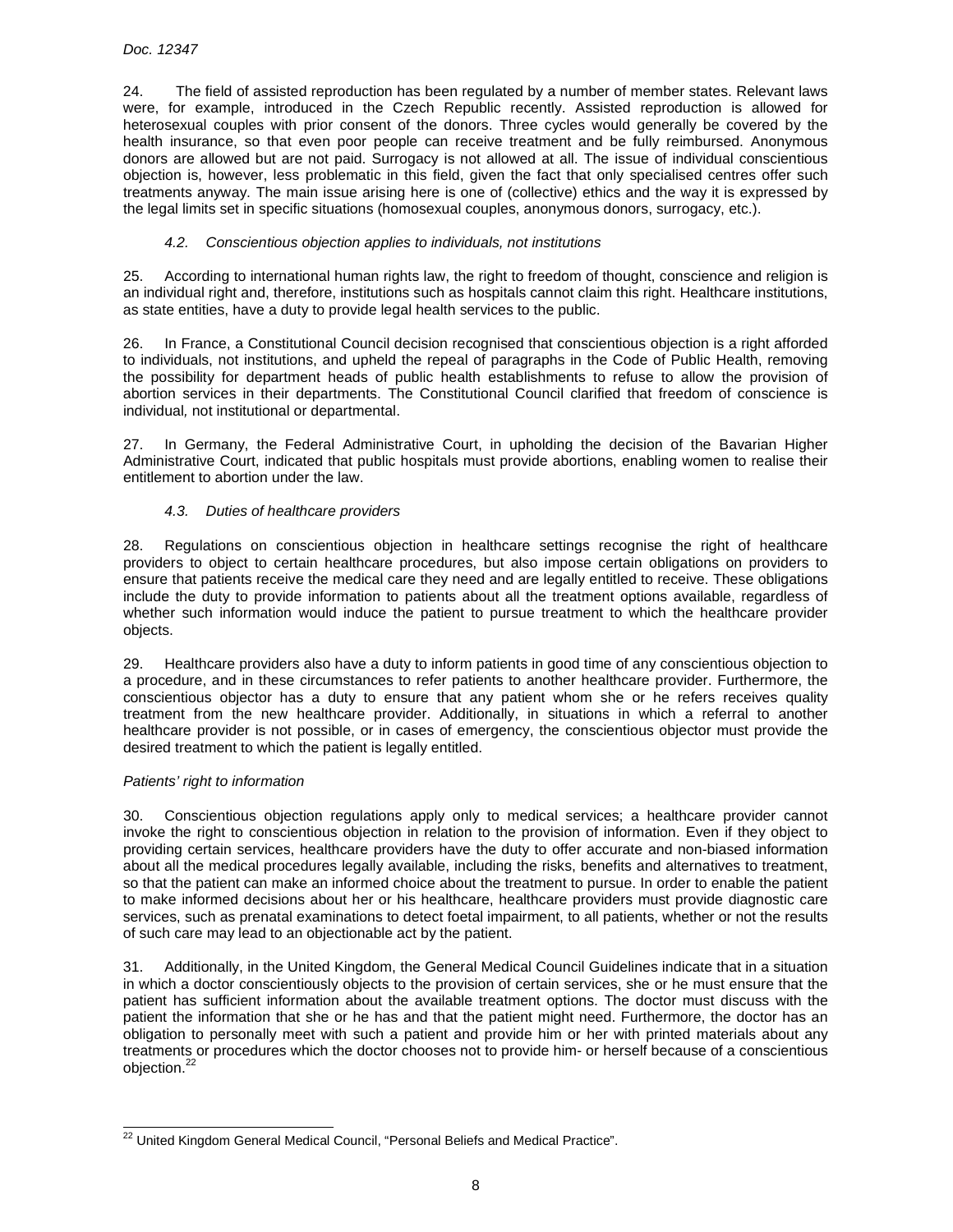24. The field of assisted reproduction has been regulated by a number of member states. Relevant laws were, for example, introduced in the Czech Republic recently. Assisted reproduction is allowed for heterosexual couples with prior consent of the donors. Three cycles would generally be covered by the health insurance, so that even poor people can receive treatment and be fully reimbursed. Anonymous donors are allowed but are not paid. Surrogacy is not allowed at all. The issue of individual conscientious objection is, however, less problematic in this field, given the fact that only specialised centres offer such treatments anyway. The main issue arising here is one of (collective) ethics and the way it is expressed by the legal limits set in specific situations (homosexual couples, anonymous donors, surrogacy, etc.).

### *4.2. Conscientious objection applies to individuals, not institutions*

25. According to international human rights law, the right to freedom of thought, conscience and religion is an individual right and, therefore, institutions such as hospitals cannot claim this right. Healthcare institutions, as state entities, have a duty to provide legal health services to the public.

26. In France, a Constitutional Council decision recognised that conscientious objection is a right afforded to individuals, not institutions, and upheld the repeal of paragraphs in the Code of Public Health, removing the possibility for department heads of public health establishments to refuse to allow the provision of abortion services in their departments. The Constitutional Council clarified that freedom of conscience is individual*,* not institutional or departmental.

27. In Germany, the Federal Administrative Court, in upholding the decision of the Bavarian Higher Administrative Court, indicated that public hospitals must provide abortions, enabling women to realise their entitlement to abortion under the law.

### *4.3. Duties of healthcare providers*

28. Regulations on conscientious objection in healthcare settings recognise the right of healthcare providers to object to certain healthcare procedures, but also impose certain obligations on providers to ensure that patients receive the medical care they need and are legally entitled to receive. These obligations include the duty to provide information to patients about all the treatment options available, regardless of whether such information would induce the patient to pursue treatment to which the healthcare provider objects.

29. Healthcare providers also have a duty to inform patients in good time of any conscientious objection to a procedure, and in these circumstances to refer patients to another healthcare provider. Furthermore, the conscientious objector has a duty to ensure that any patient whom she or he refers receives quality treatment from the new healthcare provider. Additionally, in situations in which a referral to another healthcare provider is not possible, or in cases of emergency, the conscientious objector must provide the desired treatment to which the patient is legally entitled.

*Patients' right to information*

30. Conscientious objection regulations apply only to medical services; a healthcare provider cannot invoke the right to conscientious objection in relation to the provision of information. Even if they object to providing certain services, healthcare providers have the duty to offer accurate and non-biased information about all the medical procedures legally available, including the risks, benefits and alternatives to treatment, so that the patient can make an informed choice about the treatment to pursue. In order to enable the patient to make informed decisions about her or his healthcare, healthcare providers must provide diagnostic care services, such as prenatal examinations to detect foetal impairment, to all patients, whether or not the results of such care may lead to an objectionable act by the patient.

31. Additionally, in the United Kingdom, the General Medical Council Guidelines indicate that in a situation in which a doctor conscientiously objects to the provision of certain services, she or he must ensure that the patient has sufficient information about the available treatment options. The doctor must discuss with the patient the information that she or he has and that the patient might need. Furthermore, the doctor has an obligation to personally meet with such a patient and provide him or her with printed materials about any treatments or procedures which the doctor chooses not to provide him- or herself because of a conscientious objection.[22]

---

[22] United Kingdom General Medical Council, "Personal Beliefs and Medical Practice".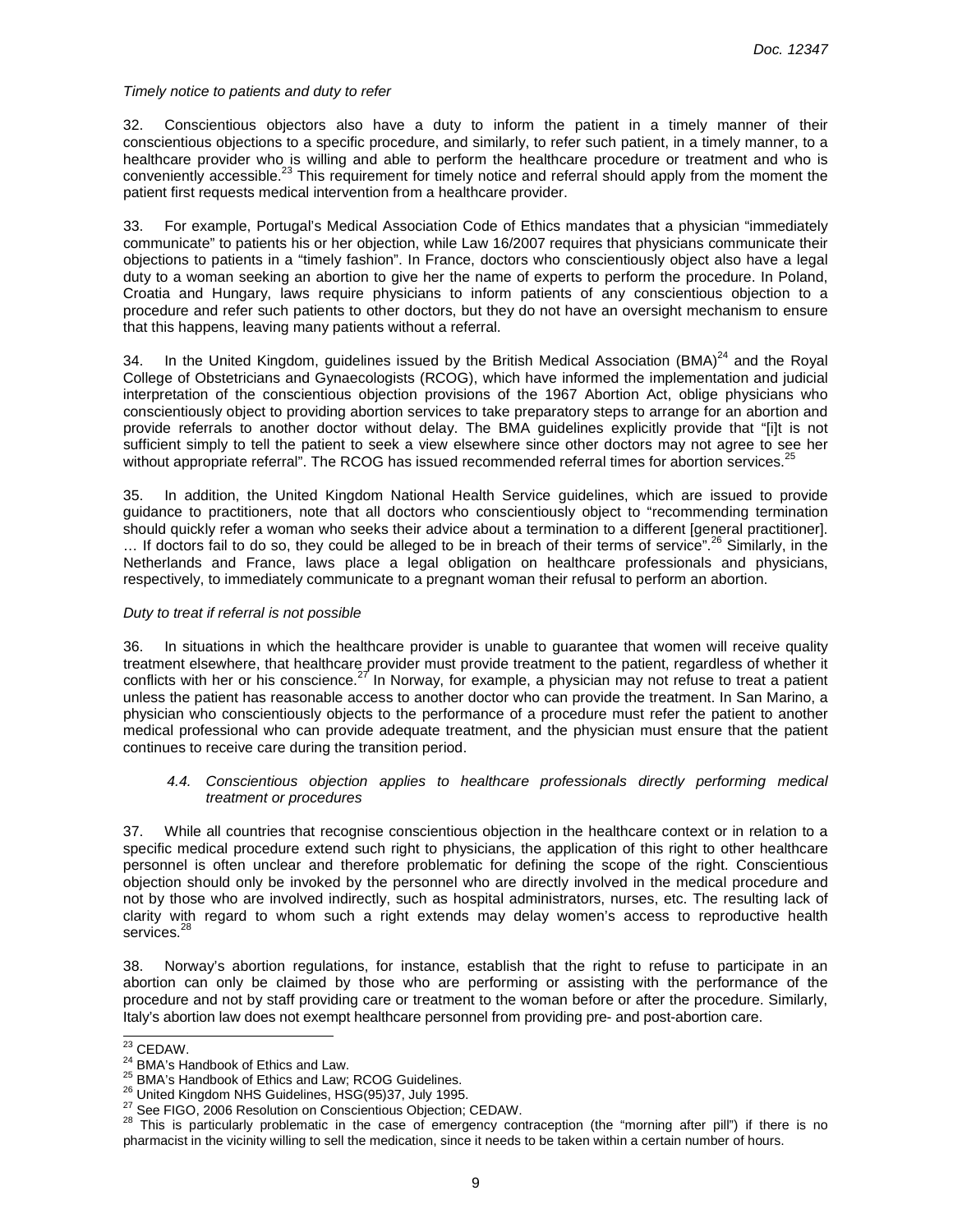*Timely notice to patients and duty to refer*

32. Conscientious objectors also have a duty to inform the patient in a timely manner of their conscientious objections to a specific procedure, and similarly, to refer such patient, in a timely manner, to a healthcare provider who is willing and able to perform the healthcare procedure or treatment and who is conveniently accessible.[23] This requirement for timely notice and referral should apply from the moment the patient first requests medical intervention from a healthcare provider.

33. For example, Portugal's Medical Association Code of Ethics mandates that a physician "immediately communicate" to patients his or her objection, while Law 16/2007 requires that physicians communicate their objections to patients in a "timely fashion". In France, doctors who conscientiously object also have a legal duty to a woman seeking an abortion to give her the name of experts to perform the procedure. In Poland, Croatia and Hungary, laws require physicians to inform patients of any conscientious objection to a procedure and refer such patients to other doctors, but they do not have an oversight mechanism to ensure that this happens, leaving many patients without a referral.

34. In the United Kingdom, guidelines issued by the British Medical Association (BMA)[24] and the Royal College of Obstetricians and Gynaecologists (RCOG), which have informed the implementation and judicial interpretation of the conscientious objection provisions of the 1967 Abortion Act, oblige physicians who conscientiously object to providing abortion services to take preparatory steps to arrange for an abortion and provide referrals to another doctor without delay. The BMA guidelines explicitly provide that "[i]t is not sufficient simply to tell the patient to seek a view elsewhere since other doctors may not agree to see her without appropriate referral". The RCOG has issued recommended referral times for abortion services.[25]

35. In addition, the United Kingdom National Health Service guidelines, which are issued to provide guidance to practitioners, note that all doctors who conscientiously object to "recommending termination should quickly refer a woman who seeks their advice about a termination to a different [general practitioner]. … If doctors fail to do so, they could be alleged to be in breach of their terms of service".[26] Similarly, in the Netherlands and France, laws place a legal obligation on healthcare professionals and physicians, respectively, to immediately communicate to a pregnant woman their refusal to perform an abortion.

*Duty to treat if referral is not possible*

36. In situations in which the healthcare provider is unable to guarantee that women will receive quality treatment elsewhere, that healthcare provider must provide treatment to the patient, regardless of whether it conflicts with her or his conscience.[27] In Norway, for example, a physician may not refuse to treat a patient unless the patient has reasonable access to another doctor who can provide the treatment. In San Marino, a physician who conscientiously objects to the performance of a procedure must refer the patient to another medical professional who can provide adequate treatment, and the physician must ensure that the patient continues to receive care during the transition period.

#### *4.4. Conscientious objection applies to healthcare professionals directly performing medical treatment or procedures*

37. While all countries that recognise conscientious objection in the healthcare context or in relation to a specific medical procedure extend such right to physicians, the application of this right to other healthcare personnel is often unclear and therefore problematic for defining the scope of the right. Conscientious objection should only be invoked by the personnel who are directly involved in the medical procedure and not by those who are involved indirectly, such as hospital administrators, nurses, etc. The resulting lack of clarity with regard to whom such a right extends may delay women's access to reproductive health services.[28]

38. Norway's abortion regulations, for instance, establish that the right to refuse to participate in an abortion can only be claimed by those who are performing or assisting with the performance of the procedure and not by staff providing care or treatment to the woman before or after the procedure. Similarly, Italy's abortion law does not exempt healthcare personnel from providing pre- and post-abortion care.

---

[23] CEDAW.

[24] BMA's Handbook of Ethics and Law.

[25] BMA's Handbook of Ethics and Law; RCOG Guidelines.

[26] United Kingdom NHS Guidelines, HSG(95)37, July 1995.

[27] See FIGO, 2006 Resolution on Conscientious Objection; CEDAW.

[28] This is particularly problematic in the case of emergency contraception (the "morning after pill") if there is no pharmacist in the vicinity willing to sell the medication, since it needs to be taken within a certain number of hours.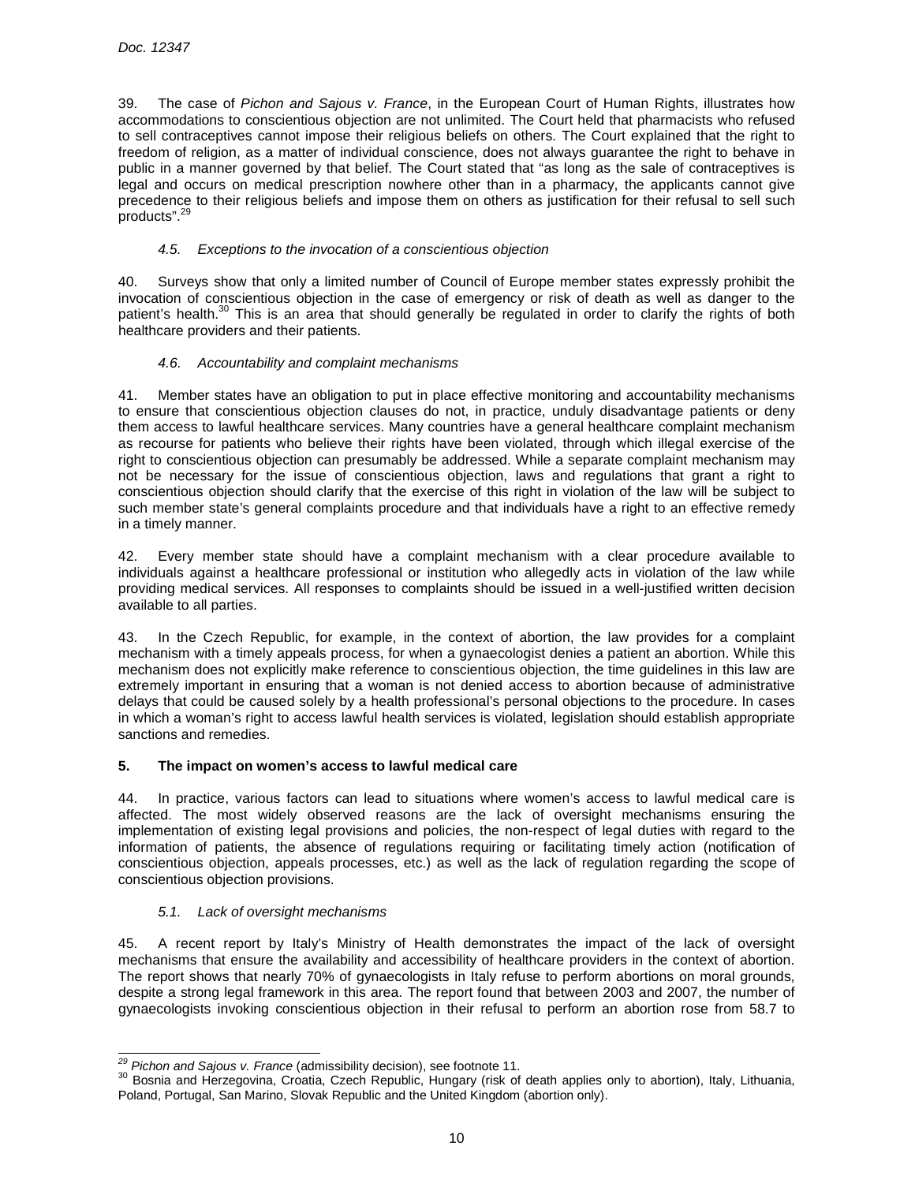39. The case of *Pichon and Sajous v. France*, in the European Court of Human Rights, illustrates how accommodations to conscientious objection are not unlimited. The Court held that pharmacists who refused to sell contraceptives cannot impose their religious beliefs on others. The Court explained that the right to freedom of religion, as a matter of individual conscience, does not always guarantee the right to behave in public in a manner governed by that belief. The Court stated that "as long as the sale of contraceptives is legal and occurs on medical prescription nowhere other than in a pharmacy, the applicants cannot give precedence to their religious beliefs and impose them on others as justification for their refusal to sell such products".[29]

### *4.5. Exceptions to the invocation of a conscientious objection*

40. Surveys show that only a limited number of Council of Europe member states expressly prohibit the invocation of conscientious objection in the case of emergency or risk of death as well as danger to the patient's health.[30] This is an area that should generally be regulated in order to clarify the rights of both healthcare providers and their patients.

### *4.6. Accountability and complaint mechanisms*

41. Member states have an obligation to put in place effective monitoring and accountability mechanisms to ensure that conscientious objection clauses do not, in practice, unduly disadvantage patients or deny them access to lawful healthcare services. Many countries have a general healthcare complaint mechanism as recourse for patients who believe their rights have been violated, through which illegal exercise of the right to conscientious objection can presumably be addressed. While a separate complaint mechanism may not be necessary for the issue of conscientious objection, laws and regulations that grant a right to conscientious objection should clarify that the exercise of this right in violation of the law will be subject to such member state's general complaints procedure and that individuals have a right to an effective remedy in a timely manner.

42. Every member state should have a complaint mechanism with a clear procedure available to individuals against a healthcare professional or institution who allegedly acts in violation of the law while providing medical services. All responses to complaints should be issued in a well-justified written decision available to all parties.

43. In the Czech Republic, for example, in the context of abortion, the law provides for a complaint mechanism with a timely appeals process, for when a gynaecologist denies a patient an abortion. While this mechanism does not explicitly make reference to conscientious objection, the time guidelines in this law are extremely important in ensuring that a woman is not denied access to abortion because of administrative delays that could be caused solely by a health professional's personal objections to the procedure. In cases in which a woman's right to access lawful health services is violated, legislation should establish appropriate sanctions and remedies.

## 5. The impact on women's access to lawful medical care

44. In practice, various factors can lead to situations where women's access to lawful medical care is affected. The most widely observed reasons are the lack of oversight mechanisms ensuring the implementation of existing legal provisions and policies, the non-respect of legal duties with regard to the information of patients, the absence of regulations requiring or facilitating timely action (notification of conscientious objection, appeals processes, etc.) as well as the lack of regulation regarding the scope of conscientious objection provisions.

### *5.1. Lack of oversight mechanisms*

45. A recent report by Italy's Ministry of Health demonstrates the impact of the lack of oversight mechanisms that ensure the availability and accessibility of healthcare providers in the context of abortion. The report shows that nearly 70% of gynaecologists in Italy refuse to perform abortions on moral grounds, despite a strong legal framework in this area. The report found that between 2003 and 2007, the number of gynaecologists invoking conscientious objection in their refusal to perform an abortion rose from 58.7 to

---

[29] *Pichon and Sajous v. France* (admissibility decision), see footnote 11.

[30] Bosnia and Herzegovina, Croatia, Czech Republic, Hungary (risk of death applies only to abortion), Italy, Lithuania, Poland, Portugal, San Marino, Slovak Republic and the United Kingdom (abortion only).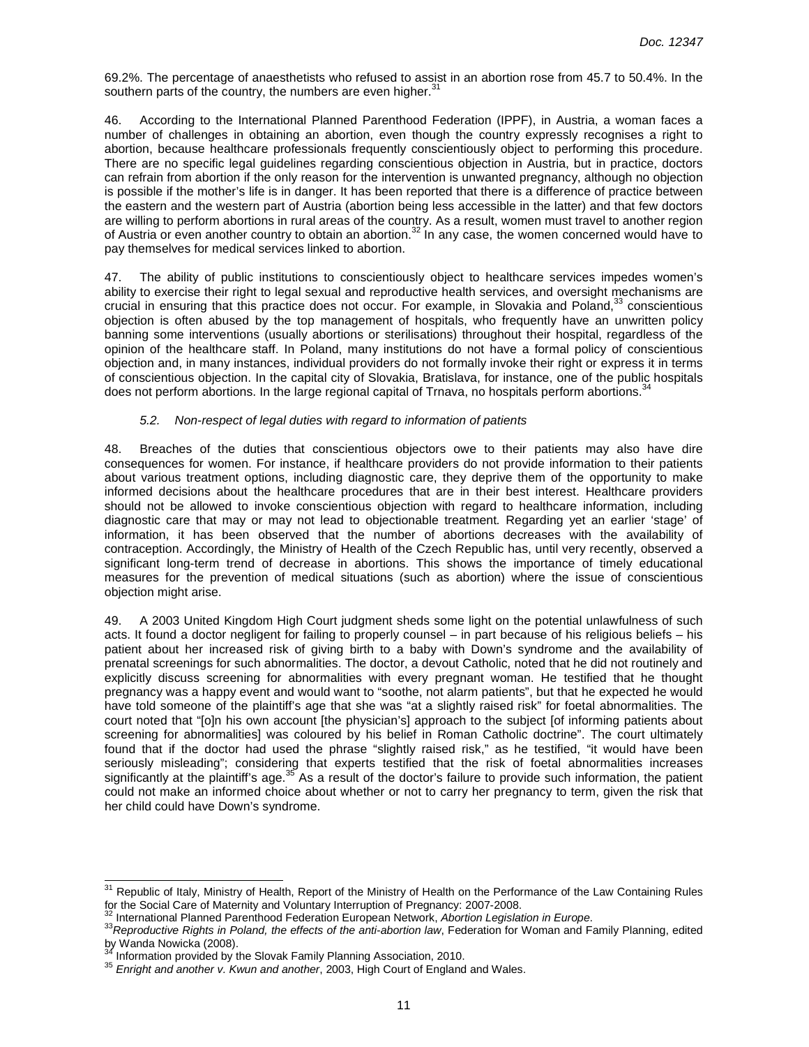69.2%. The percentage of anaesthetists who refused to assist in an abortion rose from 45.7 to 50.4%. In the southern parts of the country, the numbers are even higher.[31]

46. According to the International Planned Parenthood Federation (IPPF), in Austria, a woman faces a number of challenges in obtaining an abortion, even though the country expressly recognises a right to abortion, because healthcare professionals frequently conscientiously object to performing this procedure. There are no specific legal guidelines regarding conscientious objection in Austria, but in practice, doctors can refrain from abortion if the only reason for the intervention is unwanted pregnancy, although no objection is possible if the mother's life is in danger. It has been reported that there is a difference of practice between the eastern and the western part of Austria (abortion being less accessible in the latter) and that few doctors are willing to perform abortions in rural areas of the country. As a result, women must travel to another region of Austria or even another country to obtain an abortion.[32] In any case, the women concerned would have to pay themselves for medical services linked to abortion.

47. The ability of public institutions to conscientiously object to healthcare services impedes women's ability to exercise their right to legal sexual and reproductive health services, and oversight mechanisms are crucial in ensuring that this practice does not occur. For example, in Slovakia and Poland,[33] conscientious objection is often abused by the top management of hospitals, who frequently have an unwritten policy banning some interventions (usually abortions or sterilisations) throughout their hospital, regardless of the opinion of the healthcare staff. In Poland, many institutions do not have a formal policy of conscientious objection and, in many instances, individual providers do not formally invoke their right or express it in terms of conscientious objection. In the capital city of Slovakia, Bratislava, for instance, one of the public hospitals does not perform abortions. In the large regional capital of Trnava, no hospitals perform abortions.[34]

### *5.2. Non-respect of legal duties with regard to information of patients*

48. Breaches of the duties that conscientious objectors owe to their patients may also have dire consequences for women. For instance, if healthcare providers do not provide information to their patients about various treatment options, including diagnostic care, they deprive them of the opportunity to make informed decisions about the healthcare procedures that are in their best interest. Healthcare providers should not be allowed to invoke conscientious objection with regard to healthcare information, including diagnostic care that may or may not lead to objectionable treatment. Regarding yet an earlier 'stage' of information, it has been observed that the number of abortions decreases with the availability of contraception. Accordingly, the Ministry of Health of the Czech Republic has, until very recently, observed a significant long-term trend of decrease in abortions. This shows the importance of timely educational measures for the prevention of medical situations (such as abortion) where the issue of conscientious objection might arise.

49. A 2003 United Kingdom High Court judgment sheds some light on the potential unlawfulness of such acts. It found a doctor negligent for failing to properly counsel – in part because of his religious beliefs – his patient about her increased risk of giving birth to a baby with Down's syndrome and the availability of prenatal screenings for such abnormalities. The doctor, a devout Catholic, noted that he did not routinely and explicitly discuss screening for abnormalities with every pregnant woman. He testified that he thought pregnancy was a happy event and would want to "soothe, not alarm patients", but that he expected he would have told someone of the plaintiff's age that she was "at a slightly raised risk" for foetal abnormalities. The court noted that "[o]n his own account [the physician's] approach to the subject [of informing patients about screening for abnormalities] was coloured by his belief in Roman Catholic doctrine". The court ultimately found that if the doctor had used the phrase "slightly raised risk," as he testified, "it would have been seriously misleading"; considering that experts testified that the risk of foetal abnormalities increases significantly at the plaintiff's age.[35] As a result of the doctor's failure to provide such information, the patient could not make an informed choice about whether or not to carry her pregnancy to term, given the risk that her child could have Down's syndrome.

---

[31] Republic of Italy, Ministry of Health, Report of the Ministry of Health on the Performance of the Law Containing Rules for the Social Care of Maternity and Voluntary Interruption of Pregnancy: 2007-2008.

[32] International Planned Parenthood Federation European Network, *Abortion Legislation in Europe*.

[33] *Reproductive Rights in Poland, the effects of the anti-abortion law*, Federation for Woman and Family Planning, edited by Wanda Nowicka (2008).

[34] Information provided by the Slovak Family Planning Association, 2010.

[35] *Enright and another v. Kwun and another*, 2003, High Court of England and Wales.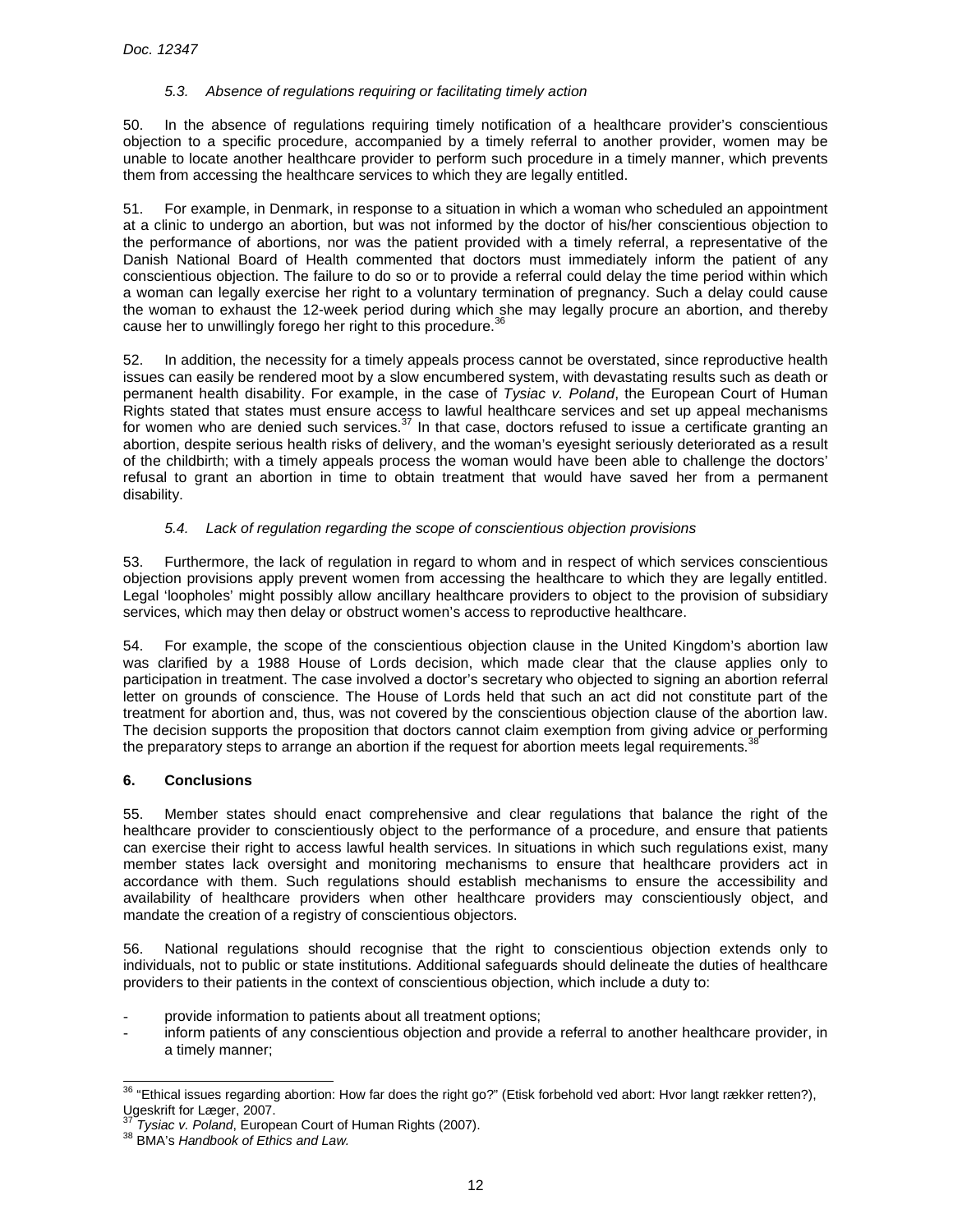#### *5.3. Absence of regulations requiring or facilitating timely action*

50. In the absence of regulations requiring timely notification of a healthcare provider's conscientious objection to a specific procedure, accompanied by a timely referral to another provider, women may be unable to locate another healthcare provider to perform such procedure in a timely manner, which prevents them from accessing the healthcare services to which they are legally entitled.

51. For example, in Denmark, in response to a situation in which a woman who scheduled an appointment at a clinic to undergo an abortion, but was not informed by the doctor of his/her conscientious objection to the performance of abortions, nor was the patient provided with a timely referral, a representative of the Danish National Board of Health commented that doctors must immediately inform the patient of any conscientious objection. The failure to do so or to provide a referral could delay the time period within which a woman can legally exercise her right to a voluntary termination of pregnancy. Such a delay could cause the woman to exhaust the 12-week period during which she may legally procure an abortion, and thereby cause her to unwillingly forego her right to this procedure.[36]

52. In addition, the necessity for a timely appeals process cannot be overstated, since reproductive health issues can easily be rendered moot by a slow encumbered system, with devastating results such as death or permanent health disability. For example, in the case of *Tysiac v. Poland*, the European Court of Human Rights stated that states must ensure access to lawful healthcare services and set up appeal mechanisms for women who are denied such services.[37] In that case, doctors refused to issue a certificate granting an abortion, despite serious health risks of delivery, and the woman's eyesight seriously deteriorated as a result of the childbirth; with a timely appeals process the woman would have been able to challenge the doctors' refusal to grant an abortion in time to obtain treatment that would have saved her from a permanent disability.

#### *5.4. Lack of regulation regarding the scope of conscientious objection provisions*

53. Furthermore, the lack of regulation in regard to whom and in respect of which services conscientious objection provisions apply prevent women from accessing the healthcare to which they are legally entitled. Legal 'loopholes' might possibly allow ancillary healthcare providers to object to the provision of subsidiary services, which may then delay or obstruct women's access to reproductive healthcare.

54. For example, the scope of the conscientious objection clause in the United Kingdom's abortion law was clarified by a 1988 House of Lords decision, which made clear that the clause applies only to participation in treatment. The case involved a doctor's secretary who objected to signing an abortion referral letter on grounds of conscience. The House of Lords held that such an act did not constitute part of the treatment for abortion and, thus, was not covered by the conscientious objection clause of the abortion law. The decision supports the proposition that doctors cannot claim exemption from giving advice or performing the preparatory steps to arrange an abortion if the request for abortion meets legal requirements.[38]

### **6. Conclusions**

55. Member states should enact comprehensive and clear regulations that balance the right of the healthcare provider to conscientiously object to the performance of a procedure, and ensure that patients can exercise their right to access lawful health services. In situations in which such regulations exist, many member states lack oversight and monitoring mechanisms to ensure that healthcare providers act in accordance with them. Such regulations should establish mechanisms to ensure the accessibility and availability of healthcare providers when other healthcare providers may conscientiously object, and mandate the creation of a registry of conscientious objectors.

56. National regulations should recognise that the right to conscientious objection extends only to individuals, not to public or state institutions. Additional safeguards should delineate the duties of healthcare providers to their patients in the context of conscientious objection, which include a duty to:

- provide information to patients about all treatment options;
- inform patients of any conscientious objection and provide a referral to another healthcare provider, in a timely manner;

---

[36] "Ethical issues regarding abortion: How far does the right go?" (Etisk forbehold ved abort: Hvor langt rækker retten?), Ugeskrift for Læger, 2007.
[37] *Tysiac v. Poland*, European Court of Human Rights (2007).
[38] BMA's *Handbook of Ethics and Law.*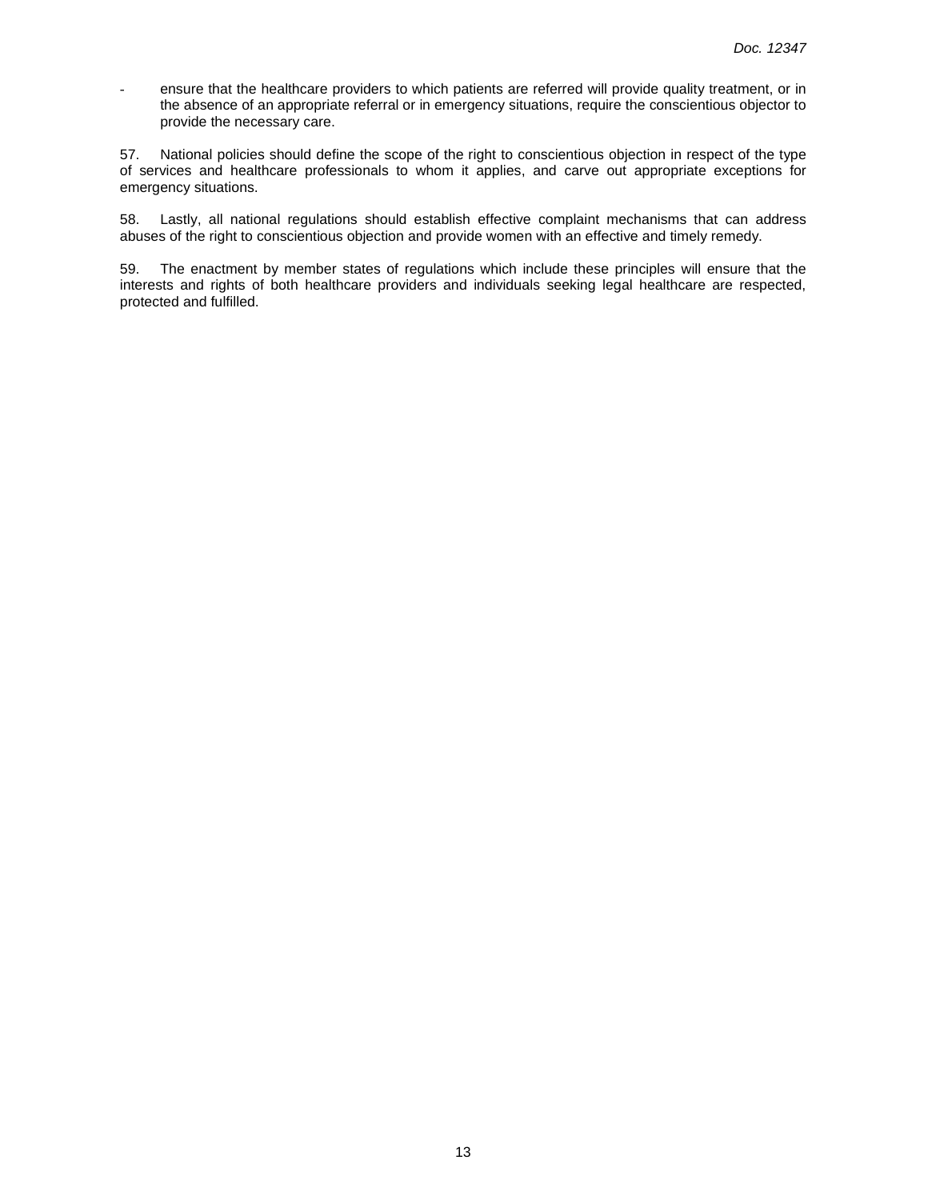- ensure that the healthcare providers to which patients are referred will provide quality treatment, or in the absence of an appropriate referral or in emergency situations, require the conscientious objector to provide the necessary care.

57. National policies should define the scope of the right to conscientious objection in respect of the type of services and healthcare professionals to whom it applies, and carve out appropriate exceptions for emergency situations.

58. Lastly, all national regulations should establish effective complaint mechanisms that can address abuses of the right to conscientious objection and provide women with an effective and timely remedy.

59. The enactment by member states of regulations which include these principles will ensure that the interests and rights of both healthcare providers and individuals seeking legal healthcare are respected, protected and fulfilled.